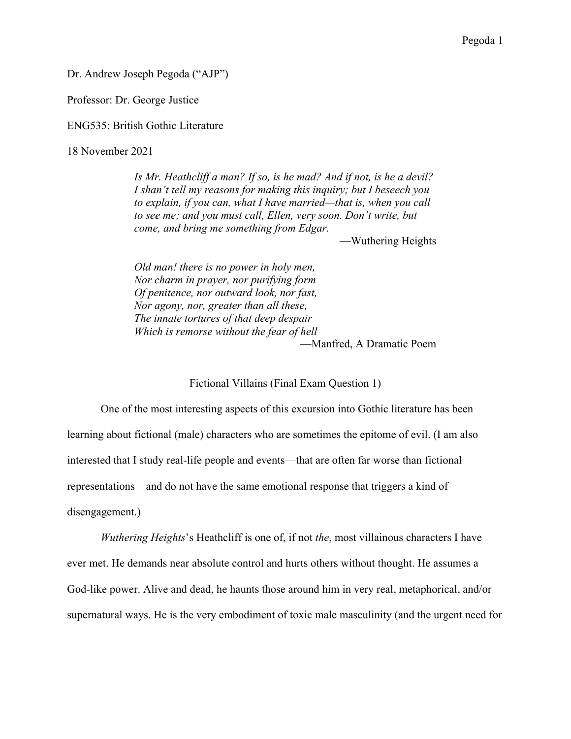Dr. Andrew Joseph Pegoda ("AJP")

Professor: Dr. George Justice

ENG535: British Gothic Literature

18 November 2021

> *Is Mr. Heathcliff a man? If so, is he mad? And if not, is he a devil? I shan't tell my reasons for making this inquiry; but I beseech you to explain, if you can, what I have married—that is, when you call to see me; and you must call, Ellen, very soon. Don't write, but come, and bring me something from Edgar.*
>
> —Wuthering Heights

> *Old man! there is no power in holy men,*
> *Nor charm in prayer, nor purifying form*
> *Of penitence, nor outward look, nor fast,*
> *Nor agony, nor, greater than all these,*
> *The innate tortures of that deep despair*
> *Which is remorse without the fear of hell*
>
> —Manfred, A Dramatic Poem

## Fictional Villains (Final Exam Question 1)

One of the most interesting aspects of this excursion into Gothic literature has been learning about fictional (male) characters who are sometimes the epitome of evil. (I am also interested that I study real-life people and events—that are often far worse than fictional representations—and do not have the same emotional response that triggers a kind of disengagement.)

*Wuthering Heights*'s Heathcliff is one of, if not *the*, most villainous characters I have ever met. He demands near absolute control and hurts others without thought. He assumes a God-like power. Alive and dead, he haunts those around him in very real, metaphorical, and/or supernatural ways. He is the very embodiment of toxic male masculinity (and the urgent need for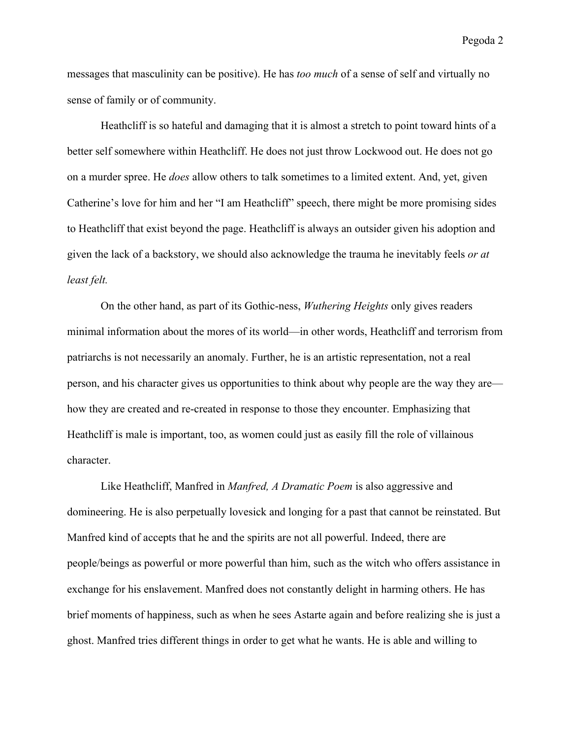messages that masculinity can be positive). He has *too much* of a sense of self and virtually no sense of family or of community.

Heathcliff is so hateful and damaging that it is almost a stretch to point toward hints of a better self somewhere within Heathcliff. He does not just throw Lockwood out. He does not go on a murder spree. He *does* allow others to talk sometimes to a limited extent. And, yet, given Catherine's love for him and her "I am Heathcliff" speech, there might be more promising sides to Heathcliff that exist beyond the page. Heathcliff is always an outsider given his adoption and given the lack of a backstory, we should also acknowledge the trauma he inevitably feels *or at least felt.*

On the other hand, as part of its Gothic-ness, *Wuthering Heights* only gives readers minimal information about the mores of its world—in other words, Heathcliff and terrorism from patriarchs is not necessarily an anomaly. Further, he is an artistic representation, not a real person, and his character gives us opportunities to think about why people are the way they are—how they are created and re-created in response to those they encounter. Emphasizing that Heathcliff is male is important, too, as women could just as easily fill the role of villainous character.

Like Heathcliff, Manfred in *Manfred, A Dramatic Poem* is also aggressive and domineering. He is also perpetually lovesick and longing for a past that cannot be reinstated. But Manfred kind of accepts that he and the spirits are not all powerful. Indeed, there are people/beings as powerful or more powerful than him, such as the witch who offers assistance in exchange for his enslavement. Manfred does not constantly delight in harming others. He has brief moments of happiness, such as when he sees Astarte again and before realizing she is just a ghost. Manfred tries different things in order to get what he wants. He is able and willing to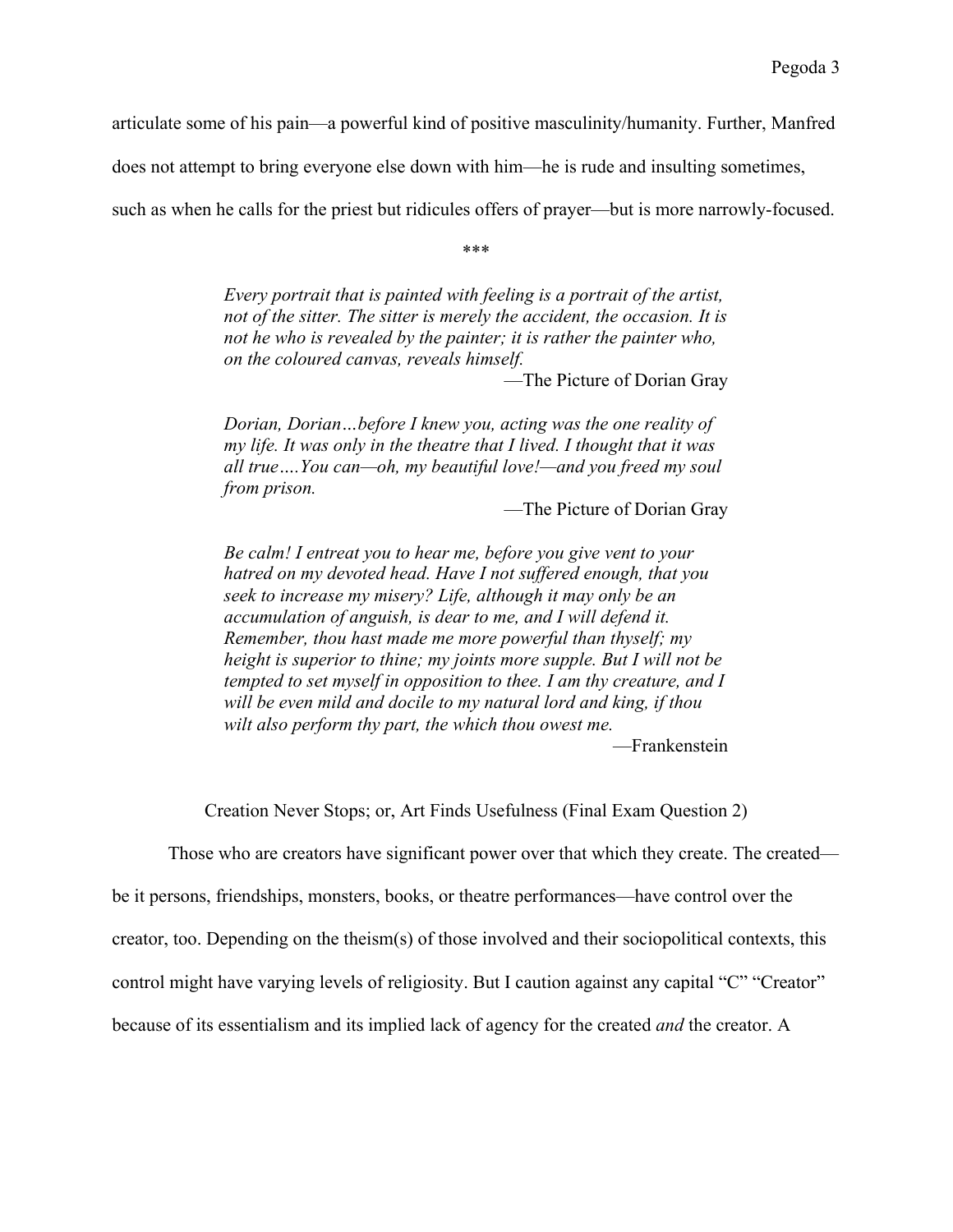articulate some of his pain—a powerful kind of positive masculinity/humanity. Further, Manfred does not attempt to bring everyone else down with him—he is rude and insulting sometimes, such as when he calls for the priest but ridicules offers of prayer—but is more narrowly-focused.

***

> *Every portrait that is painted with feeling is a portrait of the artist, not of the sitter. The sitter is merely the accident, the occasion. It is not he who is revealed by the painter; it is rather the painter who, on the coloured canvas, reveals himself.*
>
> —The Picture of Dorian Gray

> *Dorian, Dorian…before I knew you, acting was the one reality of my life. It was only in the theatre that I lived. I thought that it was all true….You can—oh, my beautiful love!—and you freed my soul from prison.*
>
> —The Picture of Dorian Gray

> *Be calm! I entreat you to hear me, before you give vent to your hatred on my devoted head. Have I not suffered enough, that you seek to increase my misery? Life, although it may only be an accumulation of anguish, is dear to me, and I will defend it. Remember, thou hast made me more powerful than thyself; my height is superior to thine; my joints more supple. But I will not be tempted to set myself in opposition to thee. I am thy creature, and I will be even mild and docile to my natural lord and king, if thou wilt also perform thy part, the which thou owest me.*
>
> —Frankenstein

## Creation Never Stops; or, Art Finds Usefulness (Final Exam Question 2)

Those who are creators have significant power over that which they create. The created—be it persons, friendships, monsters, books, or theatre performances—have control over the creator, too. Depending on the theism(s) of those involved and their sociopolitical contexts, this control might have varying levels of religiosity. But I caution against any capital "C" "Creator" because of its essentialism and its implied lack of agency for the created *and* the creator. A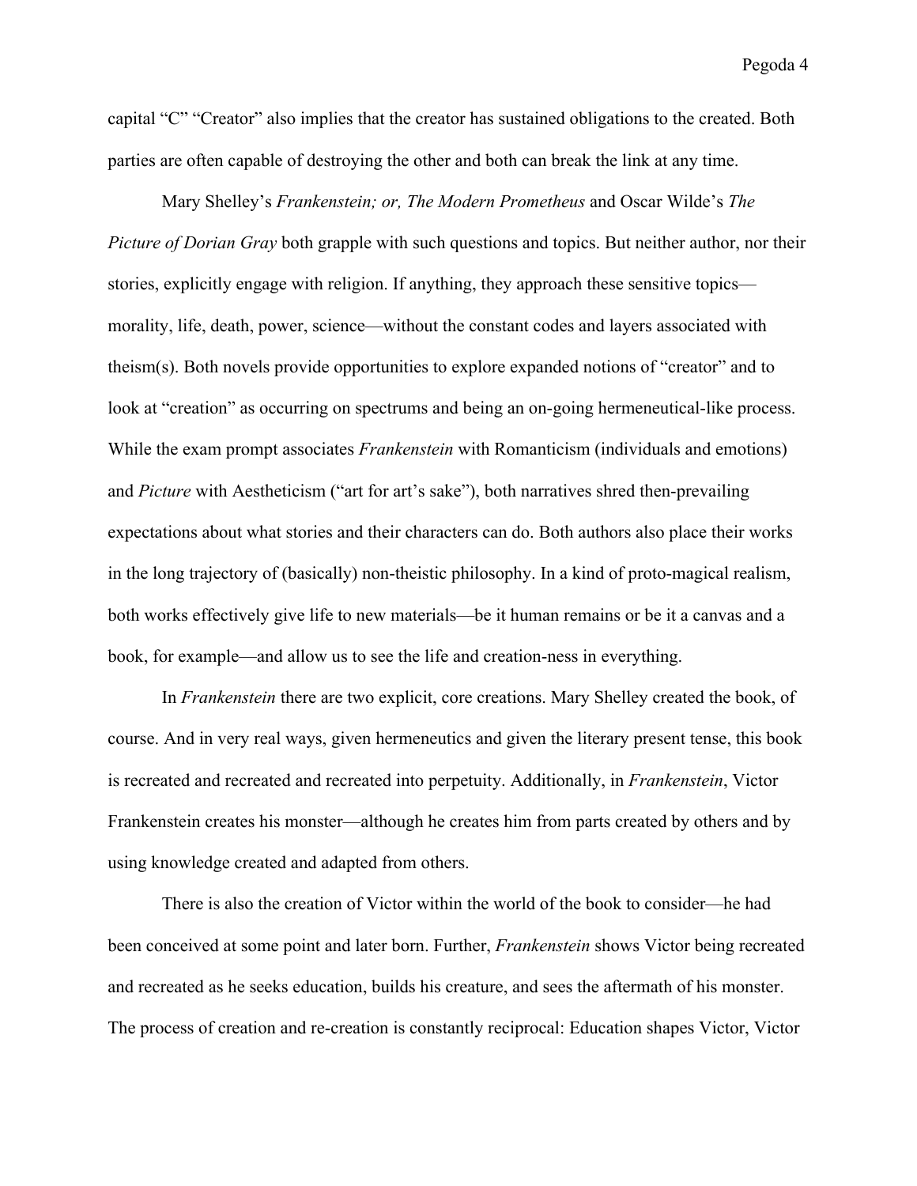capital "C" "Creator" also implies that the creator has sustained obligations to the created. Both parties are often capable of destroying the other and both can break the link at any time.

Mary Shelley's *Frankenstein; or, The Modern Prometheus* and Oscar Wilde's *The Picture of Dorian Gray* both grapple with such questions and topics. But neither author, nor their stories, explicitly engage with religion. If anything, they approach these sensitive topics—morality, life, death, power, science—without the constant codes and layers associated with theism(s). Both novels provide opportunities to explore expanded notions of "creator" and to look at "creation" as occurring on spectrums and being an on-going hermeneutical-like process. While the exam prompt associates *Frankenstein* with Romanticism (individuals and emotions) and *Picture* with Aestheticism ("art for art's sake"), both narratives shred then-prevailing expectations about what stories and their characters can do. Both authors also place their works in the long trajectory of (basically) non-theistic philosophy. In a kind of proto-magical realism, both works effectively give life to new materials—be it human remains or be it a canvas and a book, for example—and allow us to see the life and creation-ness in everything.

In *Frankenstein* there are two explicit, core creations. Mary Shelley created the book, of course. And in very real ways, given hermeneutics and given the literary present tense, this book is recreated and recreated and recreated into perpetuity. Additionally, in *Frankenstein*, Victor Frankenstein creates his monster—although he creates him from parts created by others and by using knowledge created and adapted from others.

There is also the creation of Victor within the world of the book to consider—he had been conceived at some point and later born. Further, *Frankenstein* shows Victor being recreated and recreated as he seeks education, builds his creature, and sees the aftermath of his monster. The process of creation and re-creation is constantly reciprocal: Education shapes Victor, Victor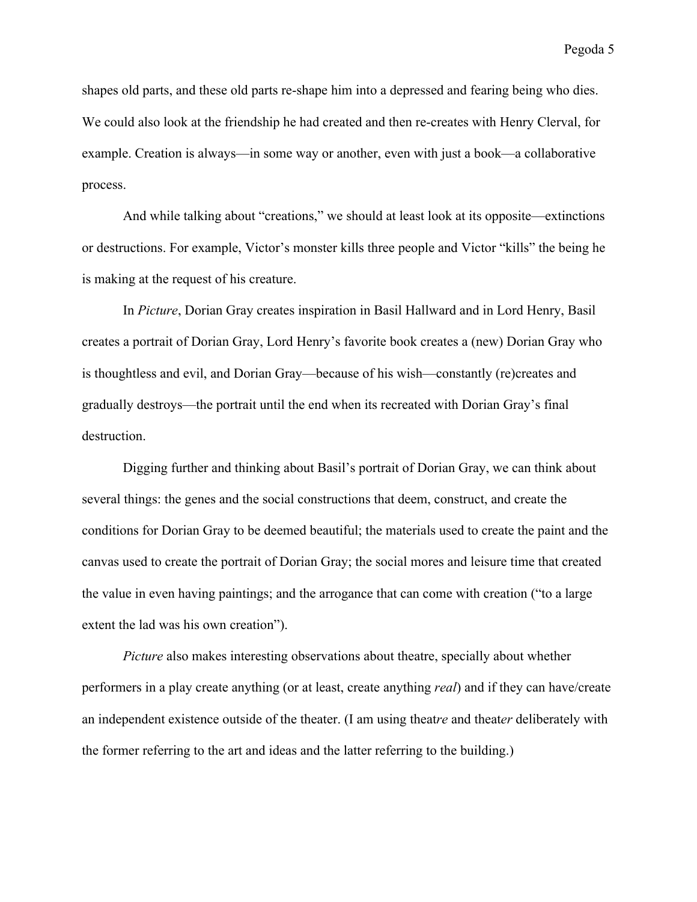shapes old parts, and these old parts re-shape him into a depressed and fearing being who dies. We could also look at the friendship he had created and then re-creates with Henry Clerval, for example. Creation is always—in some way or another, even with just a book—a collaborative process.

And while talking about "creations," we should at least look at its opposite—extinctions or destructions. For example, Victor's monster kills three people and Victor "kills" the being he is making at the request of his creature.

In *Picture*, Dorian Gray creates inspiration in Basil Hallward and in Lord Henry, Basil creates a portrait of Dorian Gray, Lord Henry's favorite book creates a (new) Dorian Gray who is thoughtless and evil, and Dorian Gray—because of his wish—constantly (re)creates and gradually destroys—the portrait until the end when its recreated with Dorian Gray's final destruction.

Digging further and thinking about Basil's portrait of Dorian Gray, we can think about several things: the genes and the social constructions that deem, construct, and create the conditions for Dorian Gray to be deemed beautiful; the materials used to create the paint and the canvas used to create the portrait of Dorian Gray; the social mores and leisure time that created the value in even having paintings; and the arrogance that can come with creation ("to a large extent the lad was his own creation").

*Picture* also makes interesting observations about theatre, specially about whether performers in a play create anything (or at least, create anything *real*) and if they can have/create an independent existence outside of the theater. (I am using theat*re* and theat*er* deliberately with the former referring to the art and ideas and the latter referring to the building.)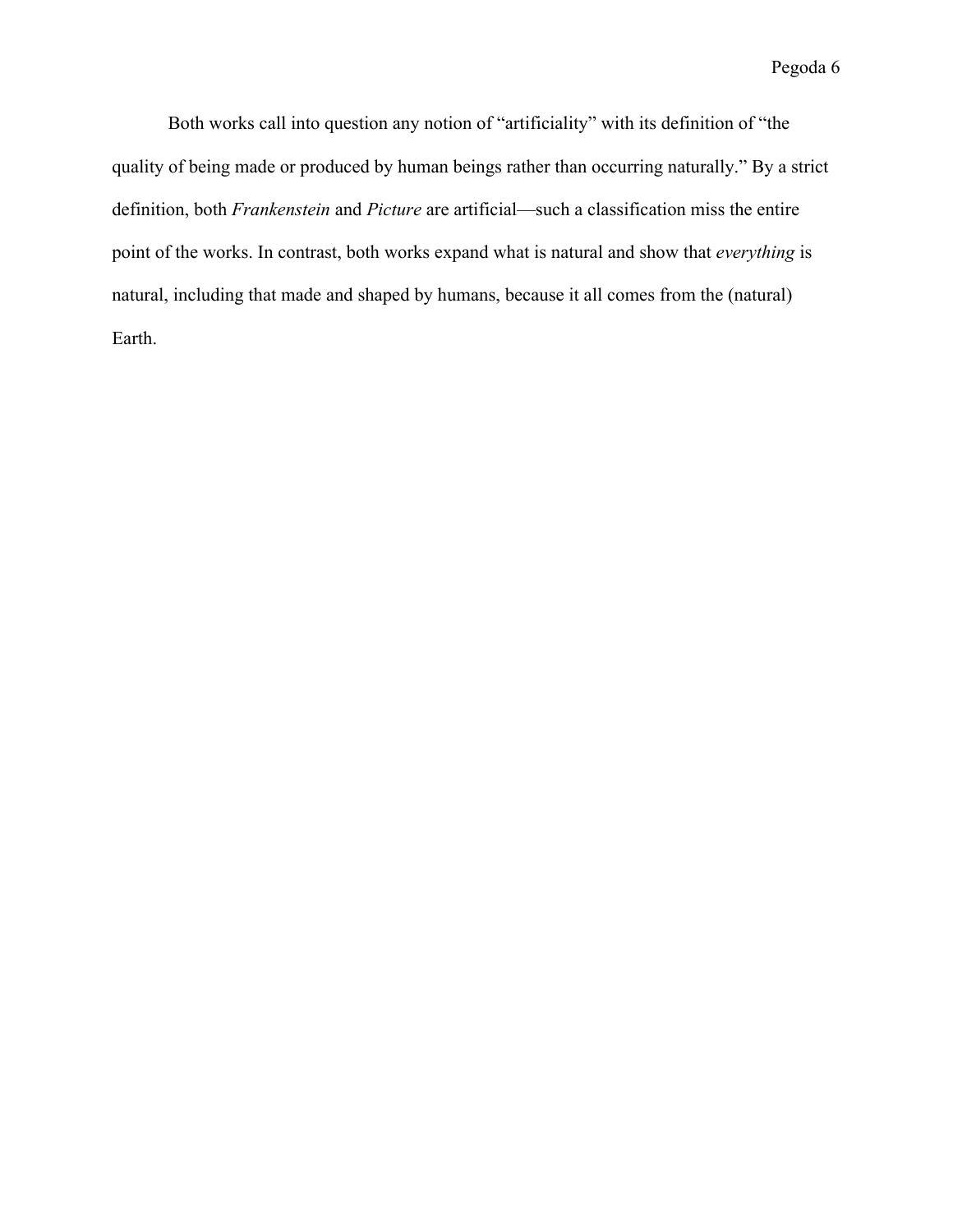Both works call into question any notion of "artificiality" with its definition of "the quality of being made or produced by human beings rather than occurring naturally." By a strict definition, both *Frankenstein* and *Picture* are artificial—such a classification miss the entire point of the works. In contrast, both works expand what is natural and show that *everything* is natural, including that made and shaped by humans, because it all comes from the (natural) Earth.